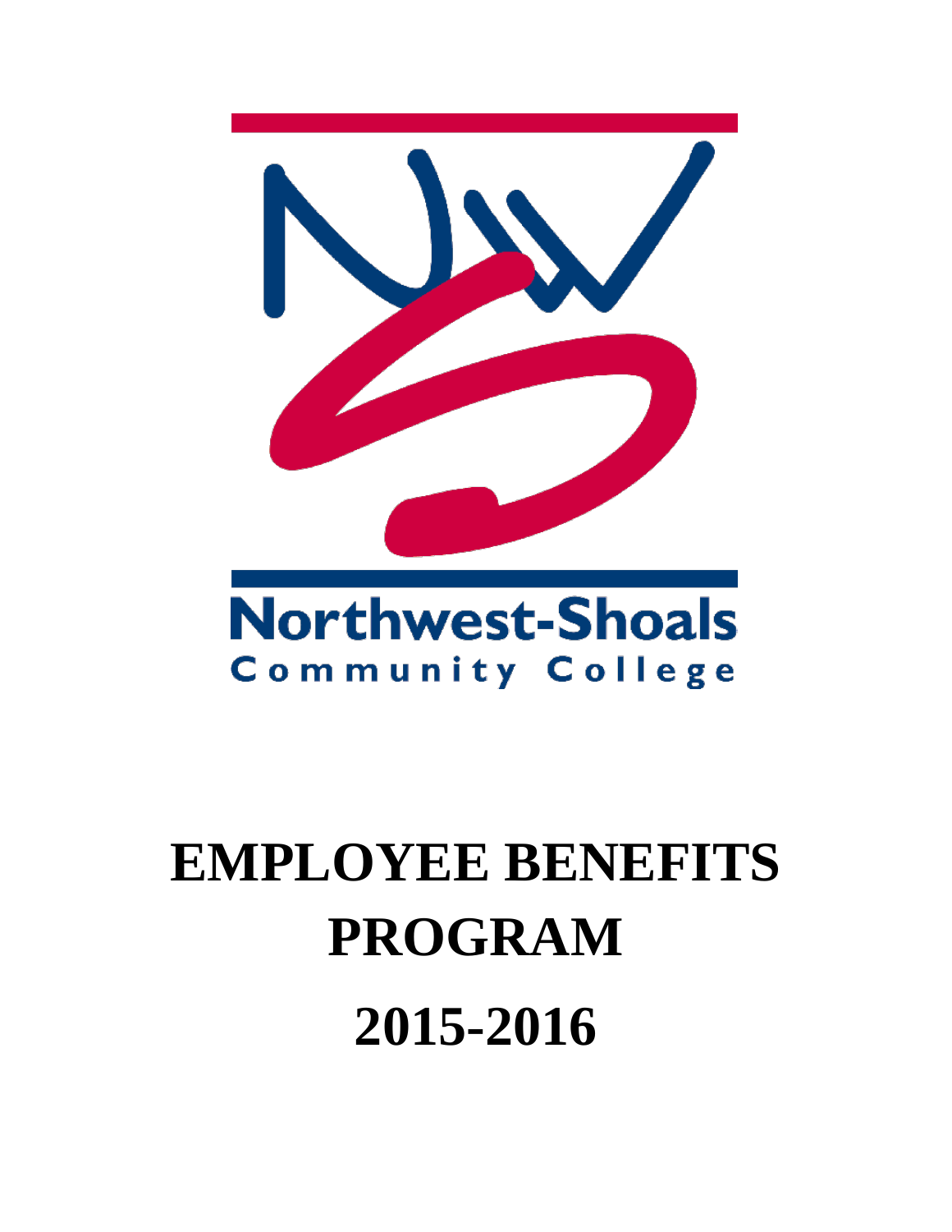Northwest-Shoals
Community College

# EMPLOYEE BENEFITS PROGRAM

# 2015-2016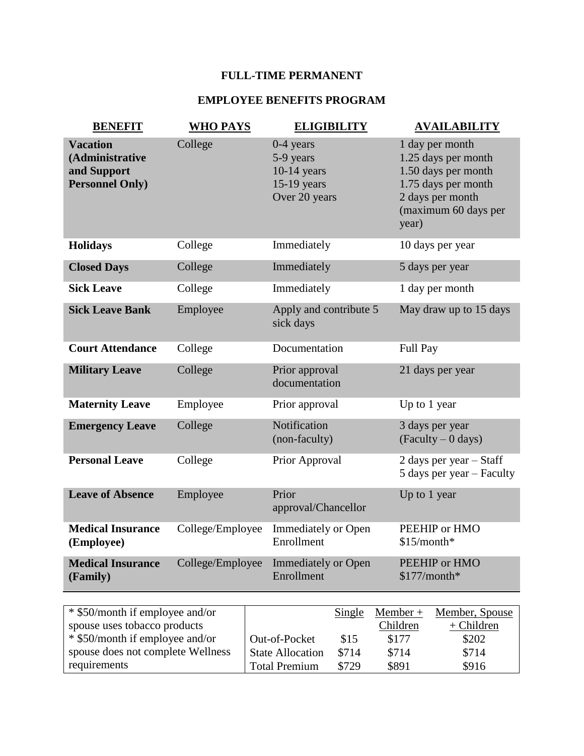# FULL-TIME PERMANENT

## EMPLOYEE BENEFITS PROGRAM

| BENEFIT | WHO PAYS | ELIGIBILITY | AVAILABILITY |
|---|---|---|---|
| **Vacation (Administrative and Support Personnel Only)** | College | 0-4 years<br>5-9 years<br>10-14 years<br>15-19 years<br>Over 20 years | 1 day per month<br>1.25 days per month<br>1.50 days per month<br>1.75 days per month<br>2 days per month<br>(maximum 60 days per year) |
| **Holidays** | College | Immediately | 10 days per year |
| **Closed Days** | College | Immediately | 5 days per year |
| **Sick Leave** | College | Immediately | 1 day per month |
| **Sick Leave Bank** | Employee | Apply and contribute 5 sick days | May draw up to 15 days |
| **Court Attendance** | College | Documentation | Full Pay |
| **Military Leave** | College | Prior approval documentation | 21 days per year |
| **Maternity Leave** | Employee | Prior approval | Up to 1 year |
| **Emergency Leave** | College | Notification (non-faculty) | 3 days per year (Faculty – 0 days) |
| **Personal Leave** | College | Prior Approval | 2 days per year – Staff<br>5 days per year – Faculty |
| **Leave of Absence** | Employee | Prior approval/Chancellor | Up to 1 year |
| **Medical Insurance (Employee)** | College/Employee | Immediately or Open Enrollment | PEEHIP or HMO $15/month* |
| **Medical Insurance (Family)** | College/Employee | Immediately or Open Enrollment | PEEHIP or HMO $177/month* |

* $50/month if employee and/or spouse uses tobacco products
* $50/month if employee and/or spouse does not complete Wellness requirements

| | Single | Member + Children | Member, Spouse + Children |
|---|---|---|---|
| Out-of-Pocket | $15 | $177 | $202 |
| State Allocation | $714 | $714 | $714 |
| Total Premium | $729 | $891 | $916 |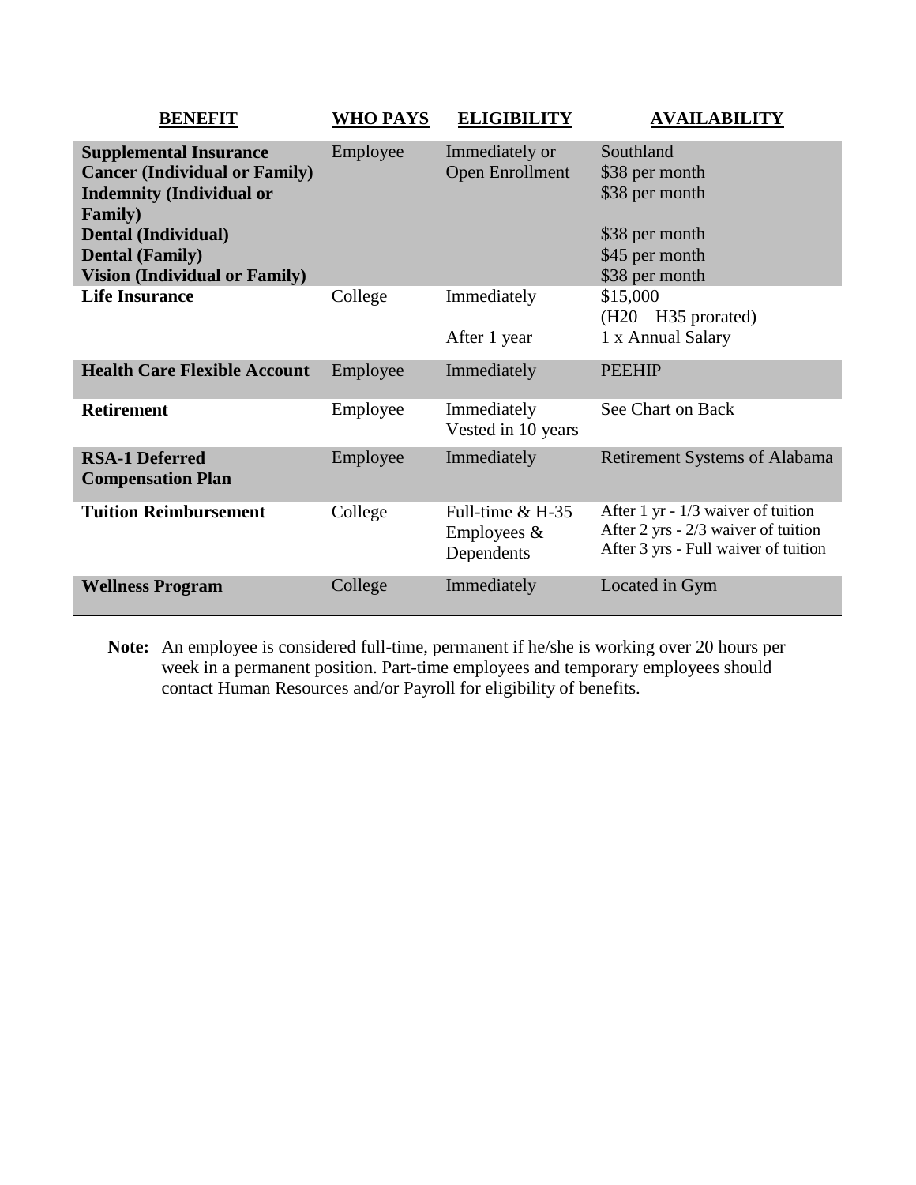| **BENEFIT** | **WHO PAYS** | **ELIGIBILITY** | **AVAILABILITY** |
|---|---|---|---|
| **Supplemental Insurance**<br>**Cancer (Individual or Family)**<br>**Indemnity (Individual or Family)**<br>**Dental (Individual)**<br>**Dental (Family)**<br>**Vision (Individual or Family)** | Employee | Immediately or Open Enrollment | Southland<br>$38 per month<br>$38 per month<br><br>$38 per month<br>$45 per month<br>$38 per month |
| **Life Insurance** | College | Immediately<br><br>After 1 year | $15,000<br>(H20 – H35 prorated)<br>1 x Annual Salary |
| **Health Care Flexible Account** | Employee | Immediately | PEEHIP |
| **Retirement** | Employee | Immediately<br>Vested in 10 years | See Chart on Back |
| **RSA-1 Deferred Compensation Plan** | Employee | Immediately | Retirement Systems of Alabama |
| **Tuition Reimbursement** | College | Full-time & H-35 Employees & Dependents | After 1 yr - 1/3 waiver of tuition<br>After 2 yrs - 2/3 waiver of tuition<br>After 3 yrs - Full waiver of tuition |
| **Wellness Program** | College | Immediately | Located in Gym |

**Note:** An employee is considered full-time, permanent if he/she is working over 20 hours per week in a permanent position. Part-time employees and temporary employees should contact Human Resources and/or Payroll for eligibility of benefits.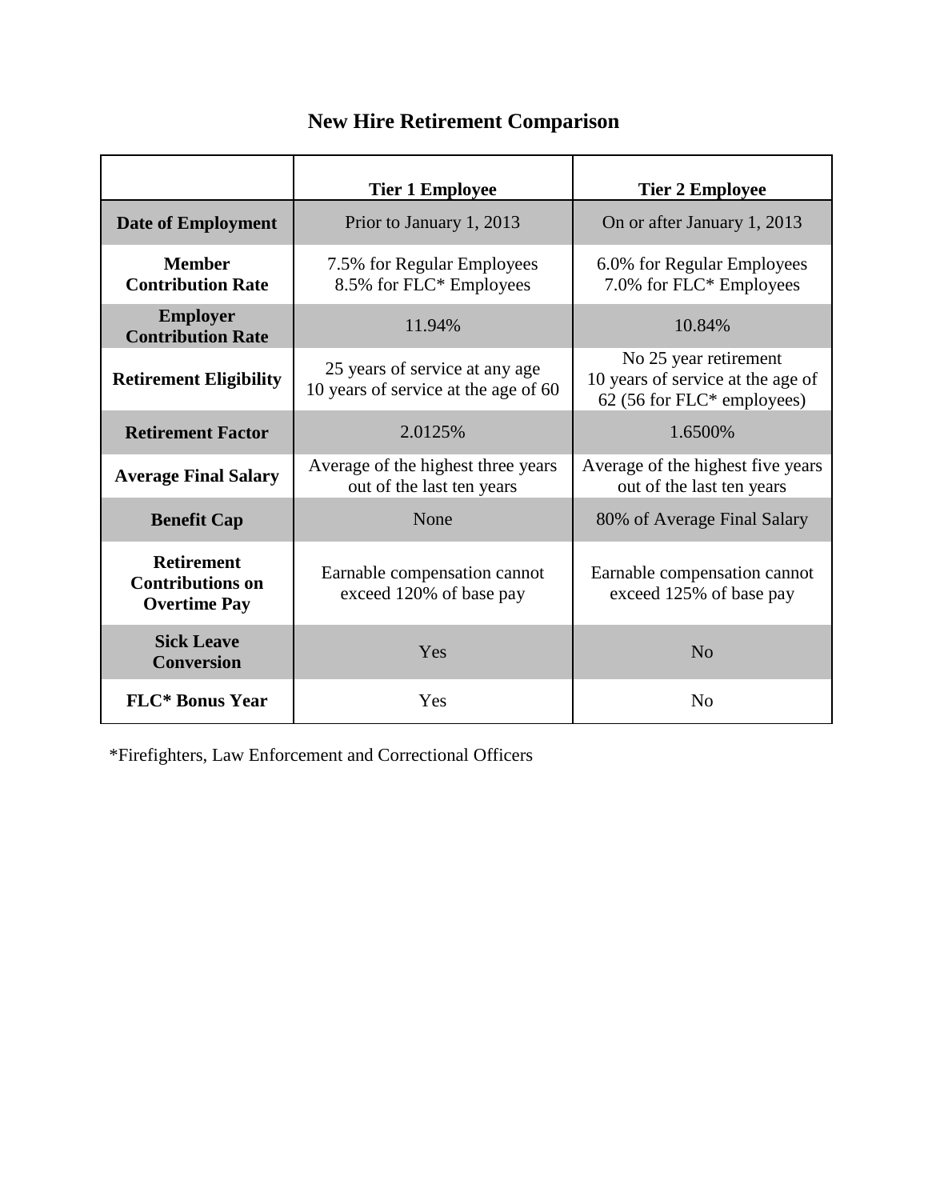# New Hire Retirement Comparison

| | Tier 1 Employee | Tier 2 Employee |
|---|---|---|
| **Date of Employment** | Prior to January 1, 2013 | On or after January 1, 2013 |
| **Member Contribution Rate** | 7.5% for Regular Employees<br>8.5% for FLC* Employees | 6.0% for Regular Employees<br>7.0% for FLC* Employees |
| **Employer Contribution Rate** | 11.94% | 10.84% |
| **Retirement Eligibility** | 25 years of service at any age<br>10 years of service at the age of 60 | No 25 year retirement<br>10 years of service at the age of 62 (56 for FLC* employees) |
| **Retirement Factor** | 2.0125% | 1.6500% |
| **Average Final Salary** | Average of the highest three years out of the last ten years | Average of the highest five years out of the last ten years |
| **Benefit Cap** | None | 80% of Average Final Salary |
| **Retirement Contributions on Overtime Pay** | Earnable compensation cannot exceed 120% of base pay | Earnable compensation cannot exceed 125% of base pay |
| **Sick Leave Conversion** | Yes | No |
| **FLC* Bonus Year** | Yes | No |

*Firefighters, Law Enforcement and Correctional Officers